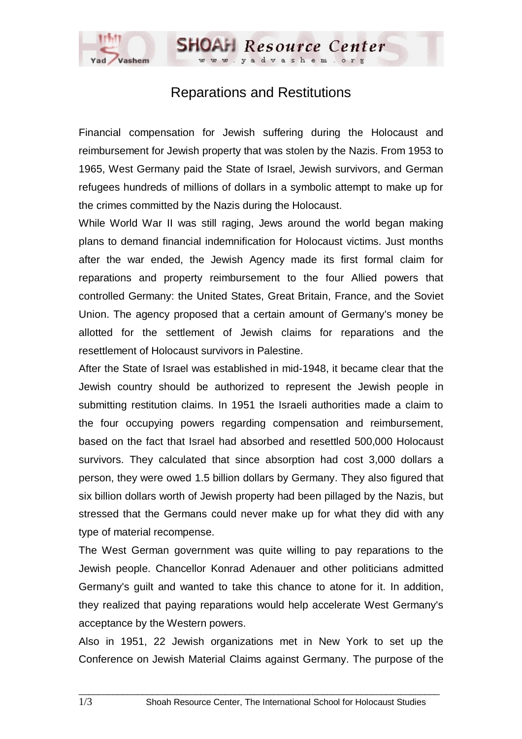# Reparations and Restitutions

Financial compensation for Jewish suffering during the Holocaust and reimbursement for Jewish property that was stolen by the Nazis. From 1953 to 1965, West Germany paid the State of Israel, Jewish survivors, and German refugees hundreds of millions of dollars in a symbolic attempt to make up for the crimes committed by the Nazis during the Holocaust.

While World War II was still raging, Jews around the world began making plans to demand financial indemnification for Holocaust victims. Just months after the war ended, the Jewish Agency made its first formal claim for reparations and property reimbursement to the four Allied powers that controlled Germany: the United States, Great Britain, France, and the Soviet Union. The agency proposed that a certain amount of Germany's money be allotted for the settlement of Jewish claims for reparations and the resettlement of Holocaust survivors in Palestine.

After the State of Israel was established in mid-1948, it became clear that the Jewish country should be authorized to represent the Jewish people in submitting restitution claims. In 1951 the Israeli authorities made a claim to the four occupying powers regarding compensation and reimbursement, based on the fact that Israel had absorbed and resettled 500,000 Holocaust survivors. They calculated that since absorption had cost 3,000 dollars a person, they were owed 1.5 billion dollars by Germany. They also figured that six billion dollars worth of Jewish property had been pillaged by the Nazis, but stressed that the Germans could never make up for what they did with any type of material recompense.

The West German government was quite willing to pay reparations to the Jewish people. Chancellor Konrad Adenauer and other politicians admitted Germany's guilt and wanted to take this chance to atone for it. In addition, they realized that paying reparations would help accelerate West Germany's acceptance by the Western powers.

Also in 1951, 22 Jewish organizations met in New York to set up the Conference on Jewish Material Claims against Germany. The purpose of the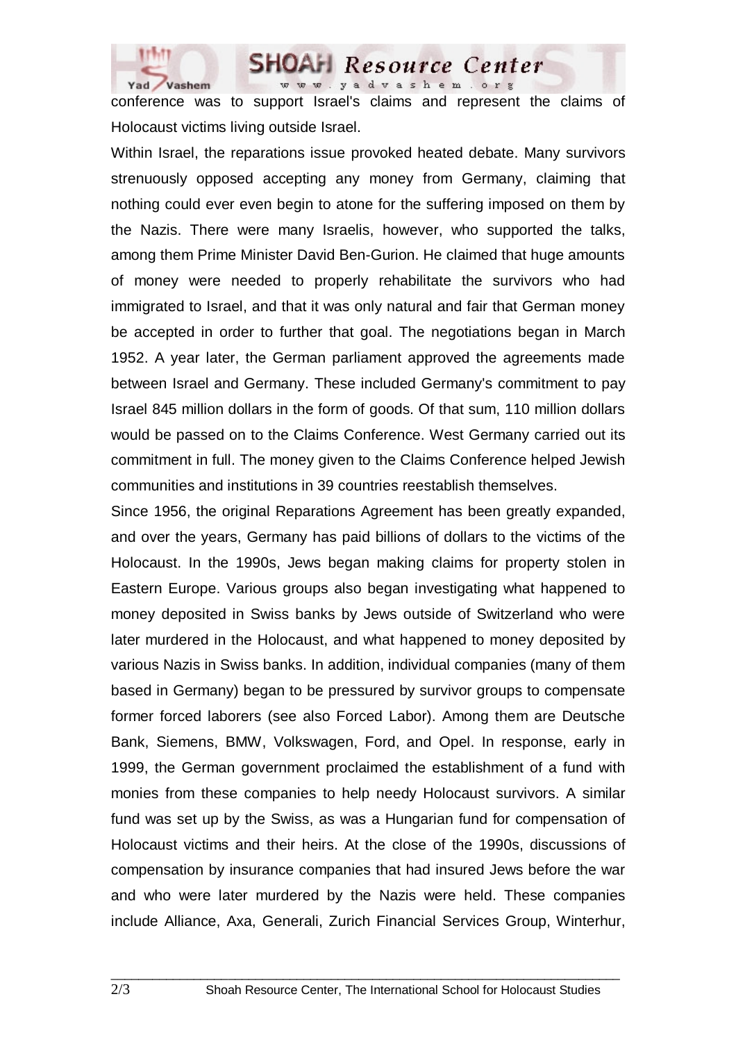conference was to support Israel's claims and represent the claims of Holocaust victims living outside Israel.

Within Israel, the reparations issue provoked heated debate. Many survivors strenuously opposed accepting any money from Germany, claiming that nothing could ever even begin to atone for the suffering imposed on them by the Nazis. There were many Israelis, however, who supported the talks, among them Prime Minister David Ben-Gurion. He claimed that huge amounts of money were needed to properly rehabilitate the survivors who had immigrated to Israel, and that it was only natural and fair that German money be accepted in order to further that goal. The negotiations began in March 1952. A year later, the German parliament approved the agreements made between Israel and Germany. These included Germany's commitment to pay Israel 845 million dollars in the form of goods. Of that sum, 110 million dollars would be passed on to the Claims Conference. West Germany carried out its commitment in full. The money given to the Claims Conference helped Jewish communities and institutions in 39 countries reestablish themselves.

Since 1956, the original Reparations Agreement has been greatly expanded, and over the years, Germany has paid billions of dollars to the victims of the Holocaust. In the 1990s, Jews began making claims for property stolen in Eastern Europe. Various groups also began investigating what happened to money deposited in Swiss banks by Jews outside of Switzerland who were later murdered in the Holocaust, and what happened to money deposited by various Nazis in Swiss banks. In addition, individual companies (many of them based in Germany) began to be pressured by survivor groups to compensate former forced laborers (see also Forced Labor). Among them are Deutsche Bank, Siemens, BMW, Volkswagen, Ford, and Opel. In response, early in 1999, the German government proclaimed the establishment of a fund with monies from these companies to help needy Holocaust survivors. A similar fund was set up by the Swiss, as was a Hungarian fund for compensation of Holocaust victims and their heirs. At the close of the 1990s, discussions of compensation by insurance companies that had insured Jews before the war and who were later murdered by the Nazis were held. These companies include Alliance, Axa, Generali, Zurich Financial Services Group, Winterhur,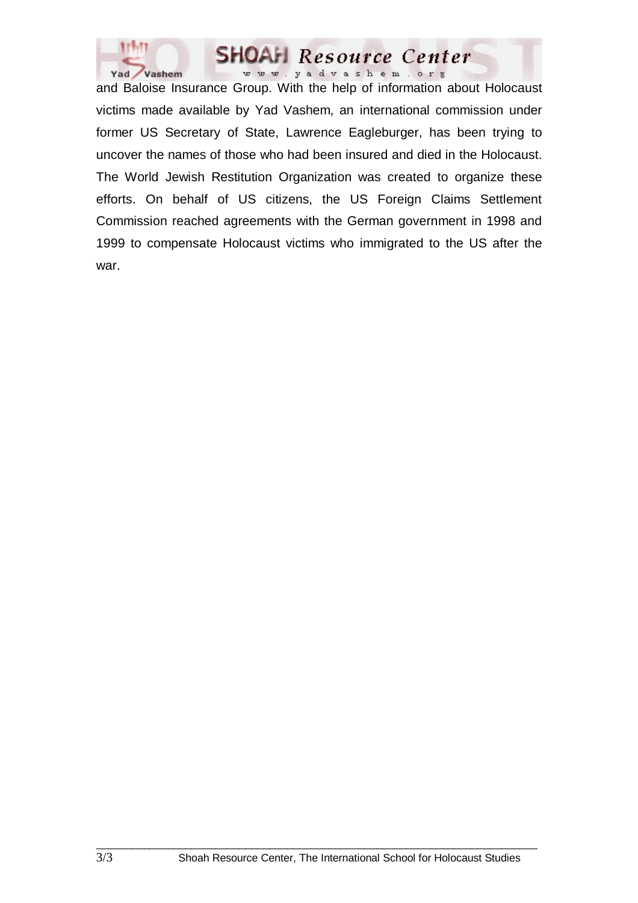and Baloise Insurance Group. With the help of information about Holocaust victims made available by Yad Vashem, an international commission under former US Secretary of State, Lawrence Eagleburger, has been trying to uncover the names of those who had been insured and died in the Holocaust. The World Jewish Restitution Organization was created to organize these efforts. On behalf of US citizens, the US Foreign Claims Settlement Commission reached agreements with the German government in 1998 and 1999 to compensate Holocaust victims who immigrated to the US after the war.